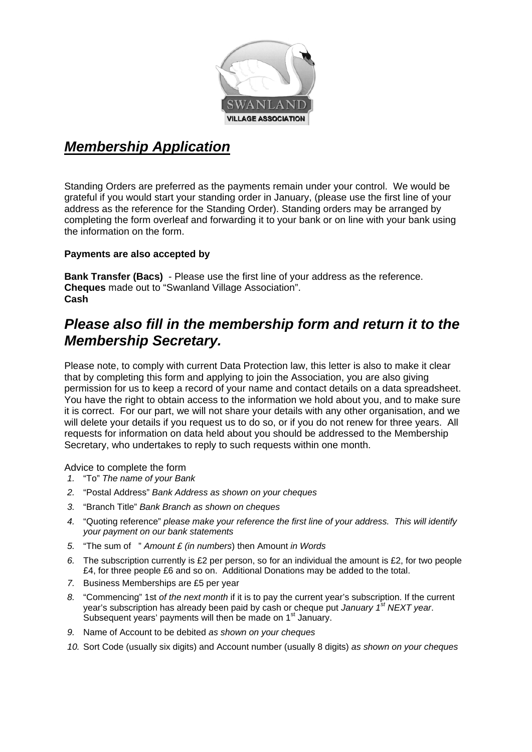SWANLAND
VILLAGE ASSOCIATION

# ***Membership Application***

Standing Orders are preferred as the payments remain under your control. We would be grateful if you would start your standing order in January, (please use the first line of your address as the reference for the Standing Order). Standing orders may be arranged by completing the form overleaf and forwarding it to your bank or on line with your bank using the information on the form.

**Payments are also accepted by**

**Bank Transfer (Bacs)** - Please use the first line of your address as the reference.
**Cheques** made out to "Swanland Village Association".
**Cash**

## *Please also fill in the membership form and return it to the Membership Secretary.*

Please note, to comply with current Data Protection law, this letter is also to make it clear that by completing this form and applying to join the Association, you are also giving permission for us to keep a record of your name and contact details on a data spreadsheet. You have the right to obtain access to the information we hold about you, and to make sure it is correct. For our part, we will not share your details with any other organisation, and we will delete your details if you request us to do so, or if you do not renew for three years. All requests for information on data held about you should be addressed to the Membership Secretary, who undertakes to reply to such requests within one month.

Advice to complete the form

1. "To" *The name of your Bank*
2. "Postal Address" *Bank Address as shown on your cheques*
3. "Branch Title" *Bank Branch as shown on cheques*
4. "Quoting reference" *please make your reference the first line of your address. This will identify your payment on our bank statements*
5. "The sum of " *Amount £ (in numbers*) then Amount *in Words*
6. The subscription currently is £2 per person, so for an individual the amount is £2, for two people £4, for three people £6 and so on. Additional Donations may be added to the total.
7. Business Memberships are £5 per year
8. "Commencing" 1st *of the next month* if it is to pay the current year's subscription. If the current year's subscription has already been paid by cash or cheque put *January 1st NEXT year*. Subsequent years' payments will then be made on 1st January.
9. Name of Account to be debited *as shown on your cheques*
10. Sort Code (usually six digits) and Account number (usually 8 digits) *as shown on your cheques*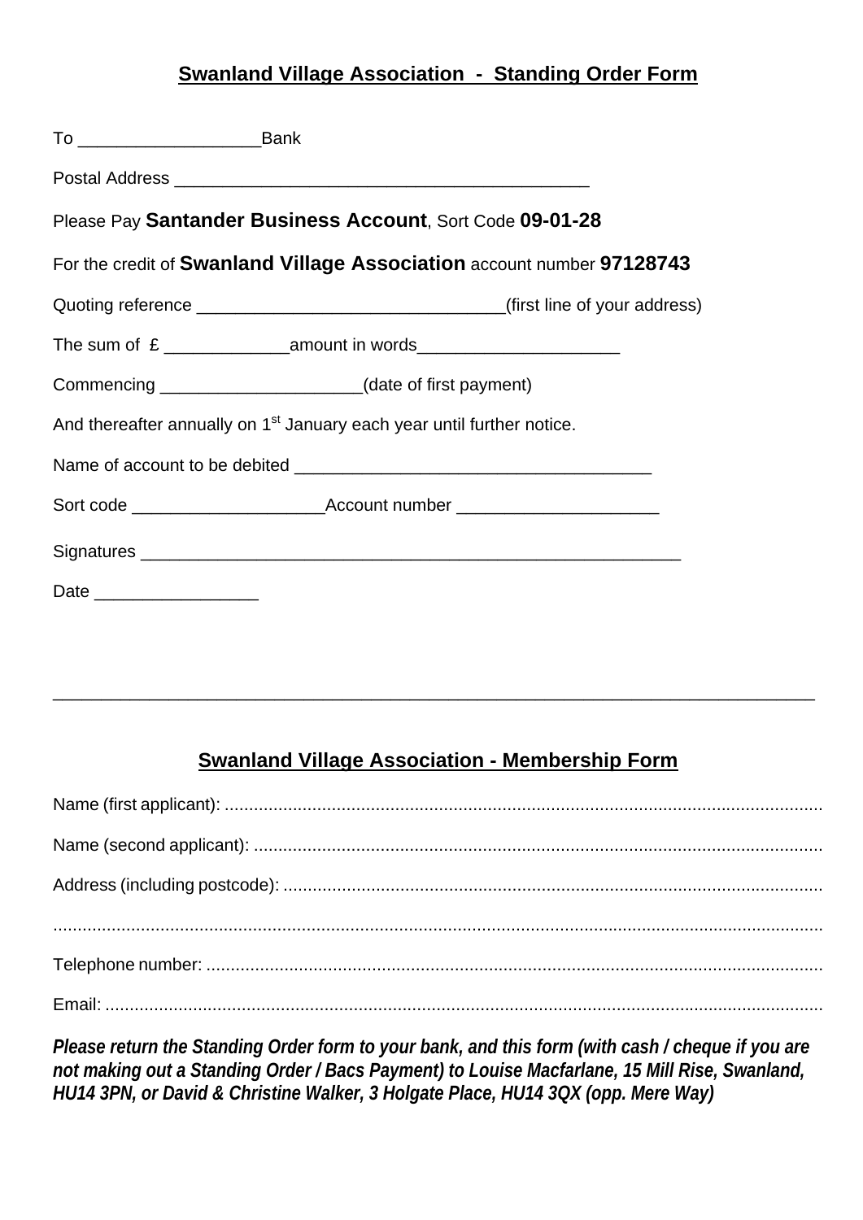## **Swanland Village Association - Standing Order Form**

To \_\_\_\_\_\_\_\_\_\_\_\_\_\_\_\_\_\_\_Bank

Postal Address \_\_\_\_\_\_\_\_\_\_\_\_\_\_\_\_\_\_\_\_\_\_\_\_\_\_\_\_\_\_\_\_\_\_\_\_\_\_\_\_\_\_\_

Please Pay **Santander Business Account**, Sort Code **09-01-28**

For the credit of **Swanland Village Association** account number **97128743**

Quoting reference \_\_\_\_\_\_\_\_\_\_\_\_\_\_\_\_\_\_\_\_\_\_\_\_\_\_\_\_\_\_\_\_(first line of your address)

The sum of £ \_\_\_\_\_\_\_\_\_\_\_\_\_amount in words\_\_\_\_\_\_\_\_\_\_\_\_\_\_\_\_\_\_\_\_\_

Commencing \_\_\_\_\_\_\_\_\_\_\_\_\_\_\_\_\_\_\_\_\_(date of first payment)

And thereafter annually on 1st January each year until further notice.

Name of account to be debited \_\_\_\_\_\_\_\_\_\_\_\_\_\_\_\_\_\_\_\_\_\_\_\_\_\_\_\_\_\_\_\_\_\_\_\_\_

Sort code \_\_\_\_\_\_\_\_\_\_\_\_\_\_\_\_\_\_\_\_Account number \_\_\_\_\_\_\_\_\_\_\_\_\_\_\_\_\_\_\_\_\_

Signatures \_\_\_\_\_\_\_\_\_\_\_\_\_\_\_\_\_\_\_\_\_\_\_\_\_\_\_\_\_\_\_\_\_\_\_\_\_\_\_\_\_\_\_\_\_\_\_\_\_\_\_\_\_\_\_\_\_

Date \_\_\_\_\_\_\_\_\_\_\_\_\_\_\_\_\_

---

## **Swanland Village Association - Membership Form**

Name (first applicant): ..........................................................................................................................

Name (second applicant): ....................................................................................................................

Address (including postcode): ..............................................................................................................

...................................................................................................................................................................

Telephone number: ..............................................................................................................................

Email: ....................................................................................................................................................

***Please return the Standing Order form to your bank, and this form (with cash / cheque if you are not making out a Standing Order / Bacs Payment) to Louise Macfarlane, 15 Mill Rise, Swanland, HU14 3PN, or David & Christine Walker, 3 Holgate Place, HU14 3QX (opp. Mere Way)***